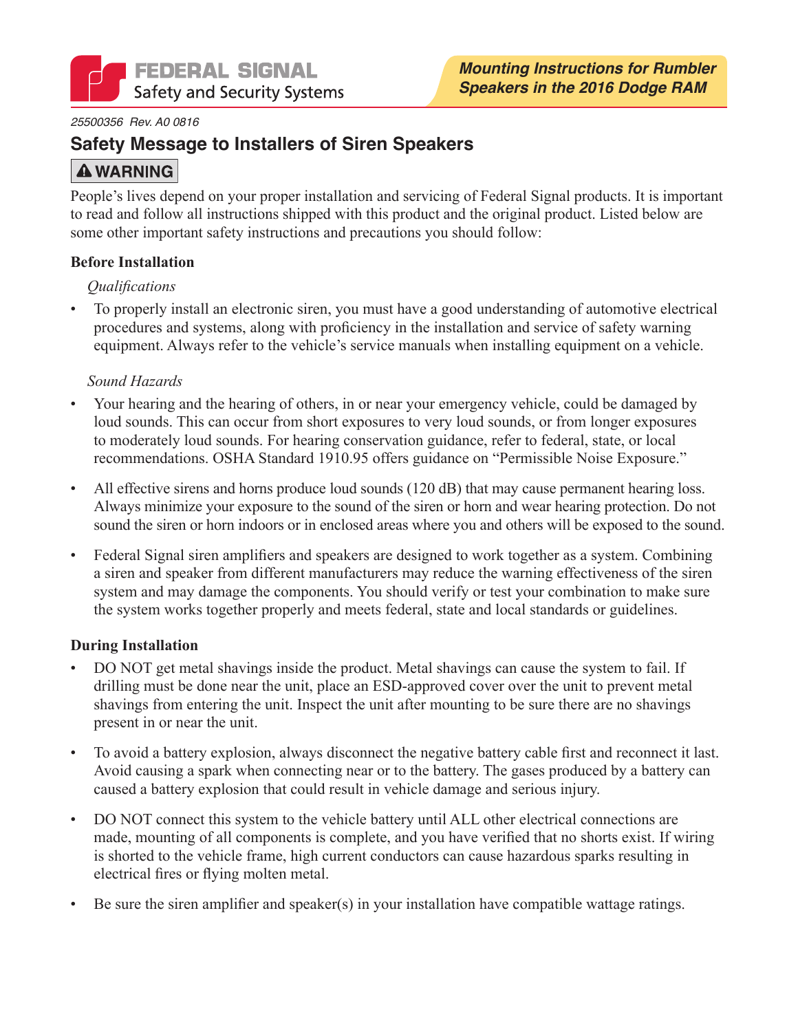FEDERAL SIGNAL
Safety and Security Systems

**Mounting Instructions for Rumbler Speakers in the 2016 Dodge RAM**

*25500356 Rev. A0 0816*

## Safety Message to Installers of Siren Speakers

**⚠ WARNING**

People's lives depend on your proper installation and servicing of Federal Signal products. It is important to read and follow all instructions shipped with this product and the original product. Listed below are some other important safety instructions and precautions you should follow:

**Before Installation**

*Qualifications*

- To properly install an electronic siren, you must have a good understanding of automotive electrical procedures and systems, along with proficiency in the installation and service of safety warning equipment. Always refer to the vehicle's service manuals when installing equipment on a vehicle.

*Sound Hazards*

- Your hearing and the hearing of others, in or near your emergency vehicle, could be damaged by loud sounds. This can occur from short exposures to very loud sounds, or from longer exposures to moderately loud sounds. For hearing conservation guidance, refer to federal, state, or local recommendations. OSHA Standard 1910.95 offers guidance on "Permissible Noise Exposure."
- All effective sirens and horns produce loud sounds (120 dB) that may cause permanent hearing loss. Always minimize your exposure to the sound of the siren or horn and wear hearing protection. Do not sound the siren or horn indoors or in enclosed areas where you and others will be exposed to the sound.
- Federal Signal siren amplifiers and speakers are designed to work together as a system. Combining a siren and speaker from different manufacturers may reduce the warning effectiveness of the siren system and may damage the components. You should verify or test your combination to make sure the system works together properly and meets federal, state and local standards or guidelines.

**During Installation**

- DO NOT get metal shavings inside the product. Metal shavings can cause the system to fail. If drilling must be done near the unit, place an ESD-approved cover over the unit to prevent metal shavings from entering the unit. Inspect the unit after mounting to be sure there are no shavings present in or near the unit.
- To avoid a battery explosion, always disconnect the negative battery cable first and reconnect it last. Avoid causing a spark when connecting near or to the battery. The gases produced by a battery can caused a battery explosion that could result in vehicle damage and serious injury.
- DO NOT connect this system to the vehicle battery until ALL other electrical connections are made, mounting of all components is complete, and you have verified that no shorts exist. If wiring is shorted to the vehicle frame, high current conductors can cause hazardous sparks resulting in electrical fires or flying molten metal.
- Be sure the siren amplifier and speaker(s) in your installation have compatible wattage ratings.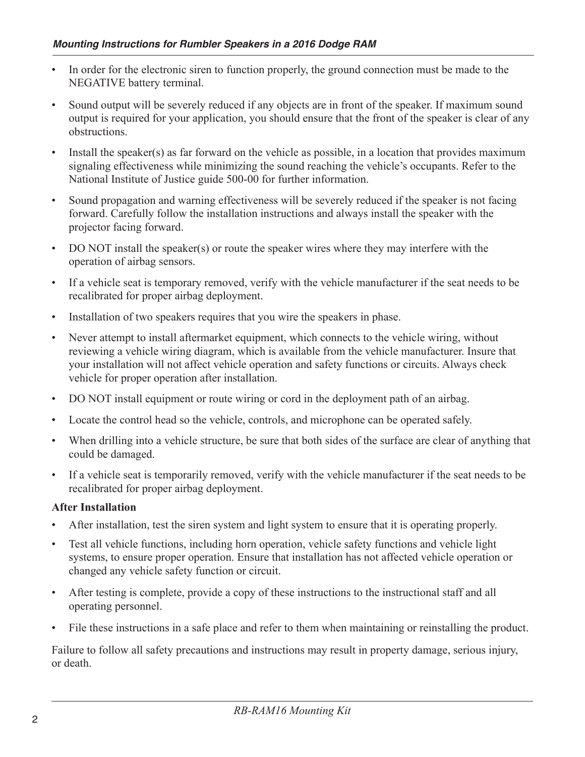- In order for the electronic siren to function properly, the ground connection must be made to the NEGATIVE battery terminal.
- Sound output will be severely reduced if any objects are in front of the speaker. If maximum sound output is required for your application, you should ensure that the front of the speaker is clear of any obstructions.
- Install the speaker(s) as far forward on the vehicle as possible, in a location that provides maximum signaling effectiveness while minimizing the sound reaching the vehicle's occupants. Refer to the National Institute of Justice guide 500-00 for further information.
- Sound propagation and warning effectiveness will be severely reduced if the speaker is not facing forward. Carefully follow the installation instructions and always install the speaker with the projector facing forward.
- DO NOT install the speaker(s) or route the speaker wires where they may interfere with the operation of airbag sensors.
- If a vehicle seat is temporary removed, verify with the vehicle manufacturer if the seat needs to be recalibrated for proper airbag deployment.
- Installation of two speakers requires that you wire the speakers in phase.
- Never attempt to install aftermarket equipment, which connects to the vehicle wiring, without reviewing a vehicle wiring diagram, which is available from the vehicle manufacturer. Insure that your installation will not affect vehicle operation and safety functions or circuits. Always check vehicle for proper operation after installation.
- DO NOT install equipment or route wiring or cord in the deployment path of an airbag.
- Locate the control head so the vehicle, controls, and microphone can be operated safely.
- When drilling into a vehicle structure, be sure that both sides of the surface are clear of anything that could be damaged.
- If a vehicle seat is temporarily removed, verify with the vehicle manufacturer if the seat needs to be recalibrated for proper airbag deployment.

**After Installation**

- After installation, test the siren system and light system to ensure that it is operating properly.
- Test all vehicle functions, including horn operation, vehicle safety functions and vehicle light systems, to ensure proper operation. Ensure that installation has not affected vehicle operation or changed any vehicle safety function or circuit.
- After testing is complete, provide a copy of these instructions to the instructional staff and all operating personnel.
- File these instructions in a safe place and refer to them when maintaining or reinstalling the product.

Failure to follow all safety precautions and instructions may result in property damage, serious injury, or death.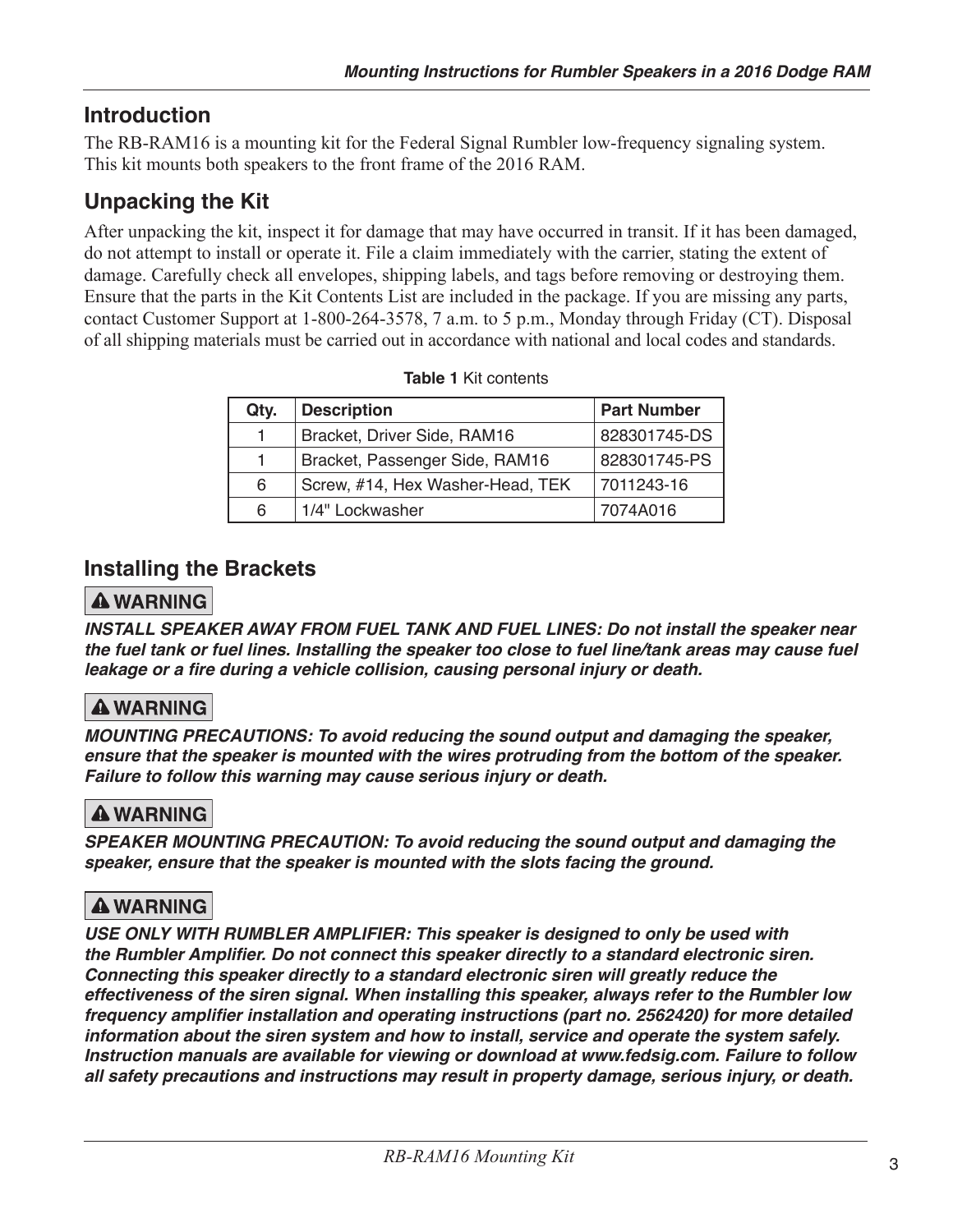## Introduction

The RB-RAM16 is a mounting kit for the Federal Signal Rumbler low-frequency signaling system. This kit mounts both speakers to the front frame of the 2016 RAM.

## Unpacking the Kit

After unpacking the kit, inspect it for damage that may have occurred in transit. If it has been damaged, do not attempt to install or operate it. File a claim immediately with the carrier, stating the extent of damage. Carefully check all envelopes, shipping labels, and tags before removing or destroying them. Ensure that the parts in the Kit Contents List are included in the package. If you are missing any parts, contact Customer Support at 1-800-264-3578, 7 a.m. to 5 p.m., Monday through Friday (CT). Disposal of all shipping materials must be carried out in accordance with national and local codes and standards.

**Table 1** Kit contents

| Qty. | Description | Part Number |
|---|---|---|
| 1 | Bracket, Driver Side, RAM16 | 828301745-DS |
| 1 | Bracket, Passenger Side, RAM16 | 828301745-PS |
| 6 | Screw, #14, Hex Washer-Head, TEK | 7011243-16 |
| 6 | 1/4" Lockwasher | 7074A016 |

## Installing the Brackets

**⚠ WARNING**

***INSTALL SPEAKER AWAY FROM FUEL TANK AND FUEL LINES: Do not install the speaker near the fuel tank or fuel lines. Installing the speaker too close to fuel line/tank areas may cause fuel leakage or a fire during a vehicle collision, causing personal injury or death.***

**⚠ WARNING**

***MOUNTING PRECAUTIONS: To avoid reducing the sound output and damaging the speaker, ensure that the speaker is mounted with the wires protruding from the bottom of the speaker. Failure to follow this warning may cause serious injury or death.***

**⚠ WARNING**

***SPEAKER MOUNTING PRECAUTION: To avoid reducing the sound output and damaging the speaker, ensure that the speaker is mounted with the slots facing the ground.***

**⚠ WARNING**

***USE ONLY WITH RUMBLER AMPLIFIER: This speaker is designed to only be used with the Rumbler Amplifier. Do not connect this speaker directly to a standard electronic siren. Connecting this speaker directly to a standard electronic siren will greatly reduce the effectiveness of the siren signal. When installing this speaker, always refer to the Rumbler low frequency amplifier installation and operating instructions (part no. 2562420) for more detailed information about the siren system and how to install, service and operate the system safely. Instruction manuals are available for viewing or download at www.fedsig.com. Failure to follow all safety precautions and instructions may result in property damage, serious injury, or death.***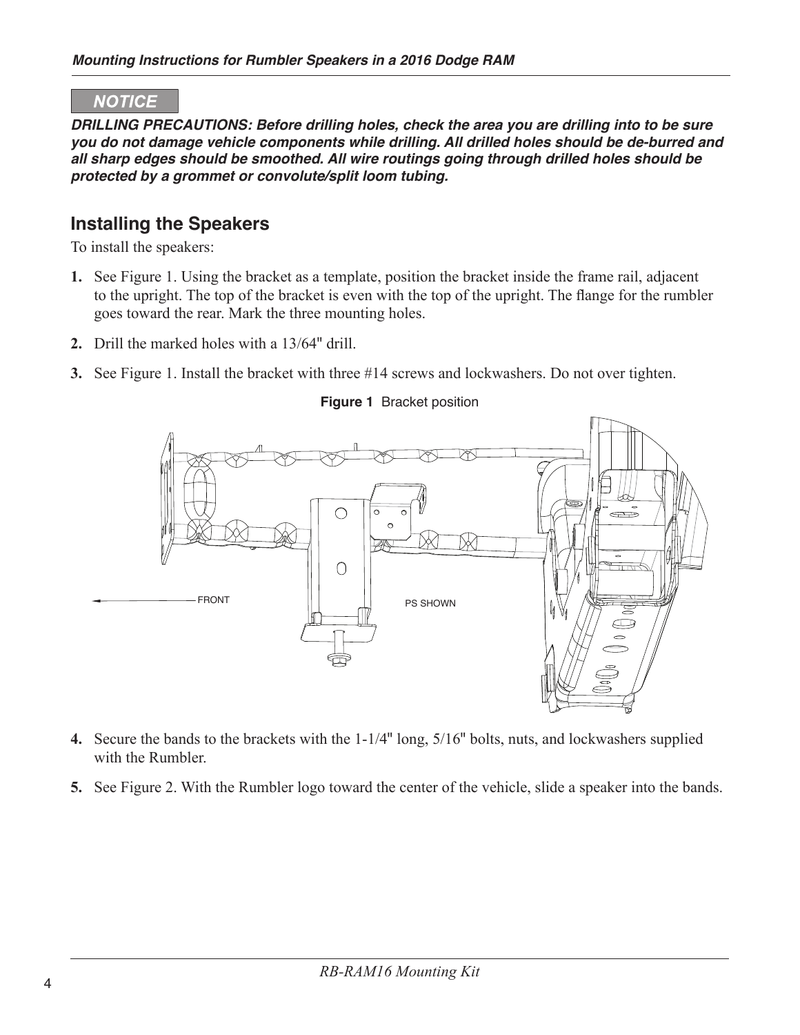**NOTICE**

***DRILLING PRECAUTIONS: Before drilling holes, check the area you are drilling into to be sure you do not damage vehicle components while drilling. All drilled holes should be de-burred and all sharp edges should be smoothed. All wire routings going through drilled holes should be protected by a grommet or convolute/split loom tubing.***

## Installing the Speakers

To install the speakers:

1. See Figure 1. Using the bracket as a template, position the bracket inside the frame rail, adjacent to the upright. The top of the bracket is even with the top of the upright. The flange for the rumbler goes toward the rear. Mark the three mounting holes.
2. Drill the marked holes with a 13/64" drill.
3. See Figure 1. Install the bracket with three #14 screws and lockwashers. Do not over tighten.

**Figure 1** Bracket position

FRONT

PS SHOWN

4. Secure the bands to the brackets with the 1-1/4" long, 5/16" bolts, nuts, and lockwashers supplied with the Rumbler.
5. See Figure 2. With the Rumbler logo toward the center of the vehicle, slide a speaker into the bands.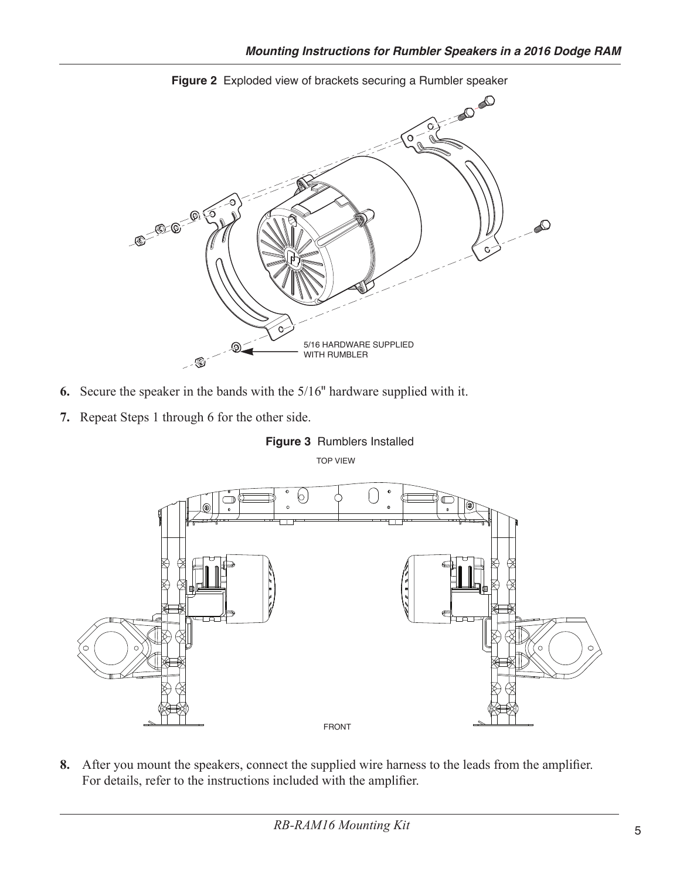**Figure 2** Exploded view of brackets securing a Rumbler speaker

5/16 HARDWARE SUPPLIED WITH RUMBLER

6. Secure the speaker in the bands with the 5/16" hardware supplied with it.
7. Repeat Steps 1 through 6 for the other side.

**Figure 3** Rumblers Installed

TOP VIEW

FRONT

8. After you mount the speakers, connect the supplied wire harness to the leads from the amplifier. For details, refer to the instructions included with the amplifier.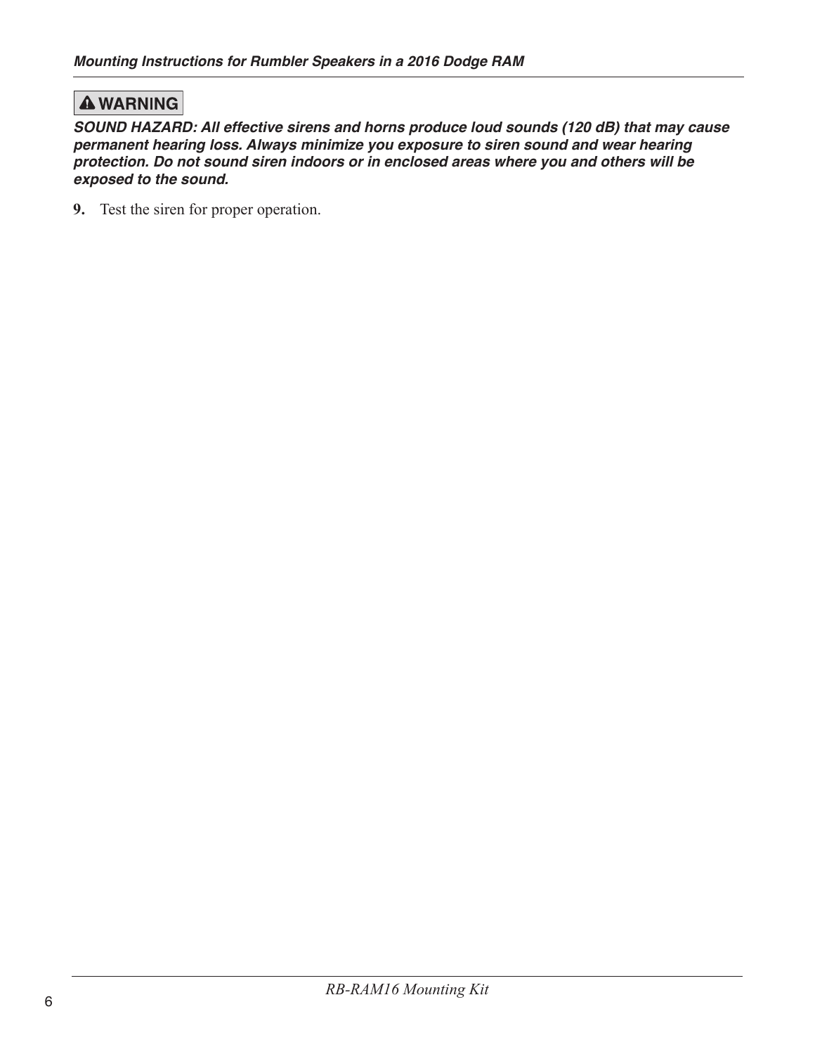**⚠ WARNING**

***SOUND HAZARD: All effective sirens and horns produce loud sounds (120 dB) that may cause permanent hearing loss. Always minimize you exposure to siren sound and wear hearing protection. Do not sound siren indoors or in enclosed areas where you and others will be exposed to the sound.***

**9.** Test the siren for proper operation.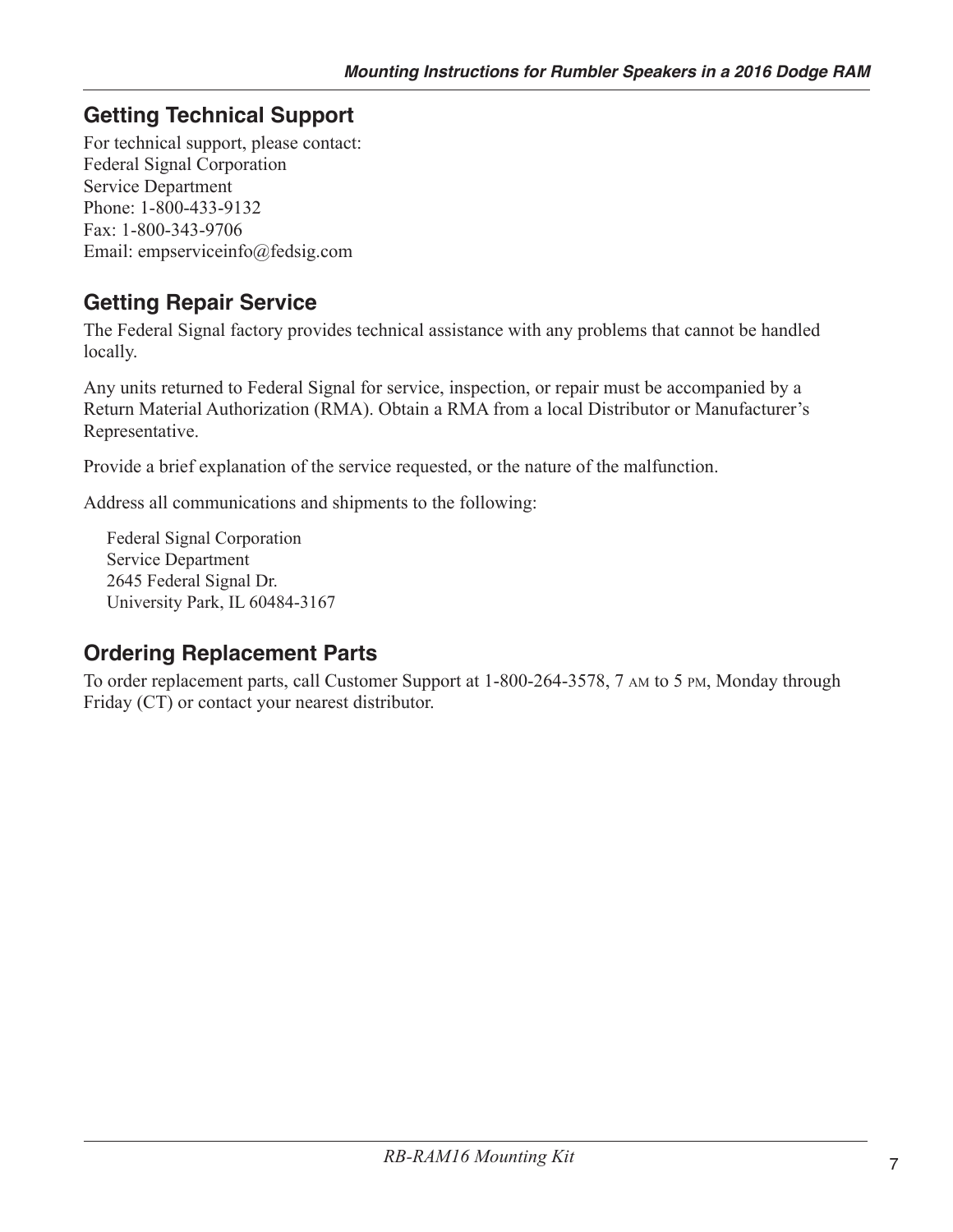## Getting Technical Support

For technical support, please contact:
Federal Signal Corporation
Service Department
Phone: 1-800-433-9132
Fax: 1-800-343-9706
Email: empserviceinfo@fedsig.com

## Getting Repair Service

The Federal Signal factory provides technical assistance with any problems that cannot be handled locally.

Any units returned to Federal Signal for service, inspection, or repair must be accompanied by a Return Material Authorization (RMA). Obtain a RMA from a local Distributor or Manufacturer's Representative.

Provide a brief explanation of the service requested, or the nature of the malfunction.

Address all communications and shipments to the following:

Federal Signal Corporation
Service Department
2645 Federal Signal Dr.
University Park, IL 60484-3167

## Ordering Replacement Parts

To order replacement parts, call Customer Support at 1-800-264-3578, 7 AM to 5 PM, Monday through Friday (CT) or contact your nearest distributor.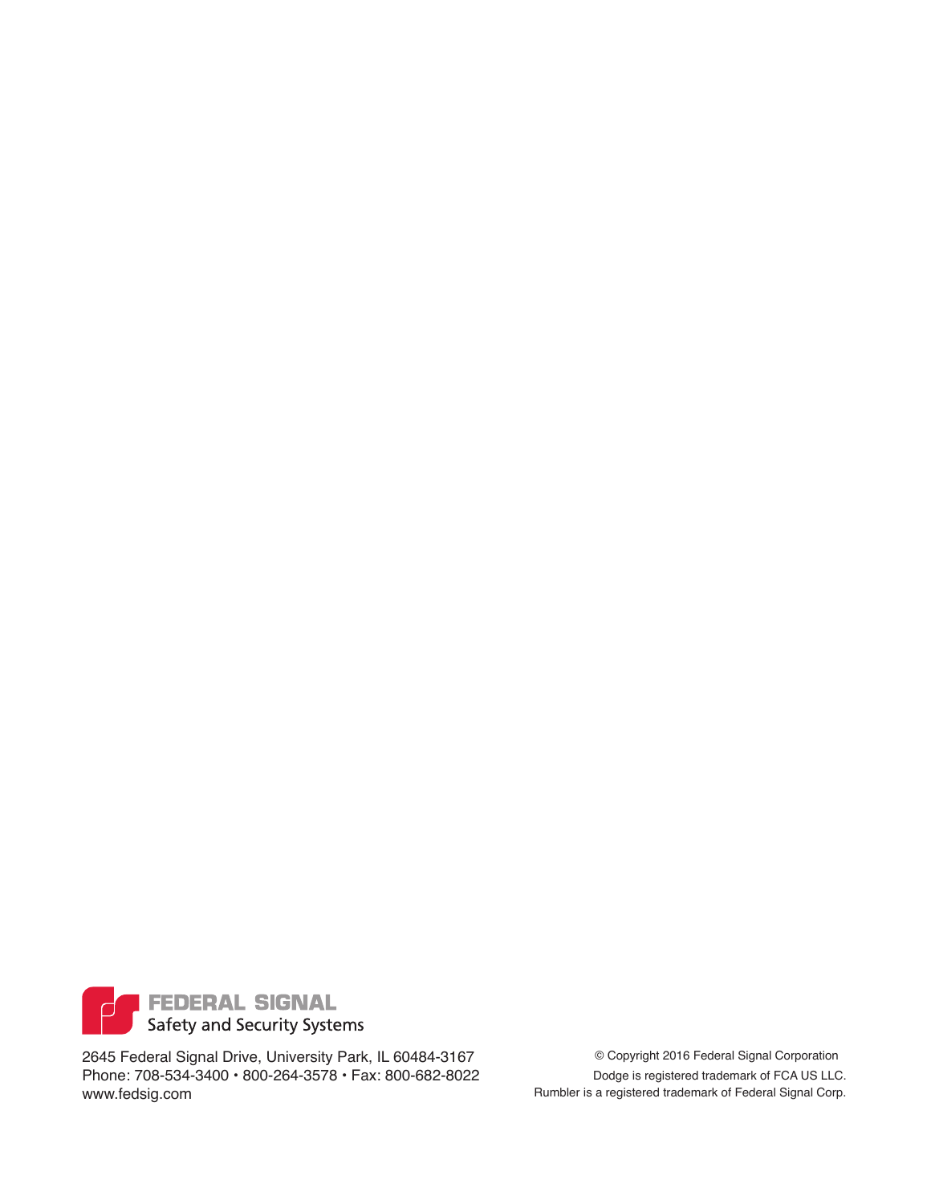**FEDERAL SIGNAL**
Safety and Security Systems

2645 Federal Signal Drive, University Park, IL 60484-3167
Phone: 708-534-3400 • 800-264-3578 • Fax: 800-682-8022
www.fedsig.com

© Copyright 2016 Federal Signal Corporation
Dodge is registered trademark of FCA US LLC.
Rumbler is a registered trademark of Federal Signal Corp.